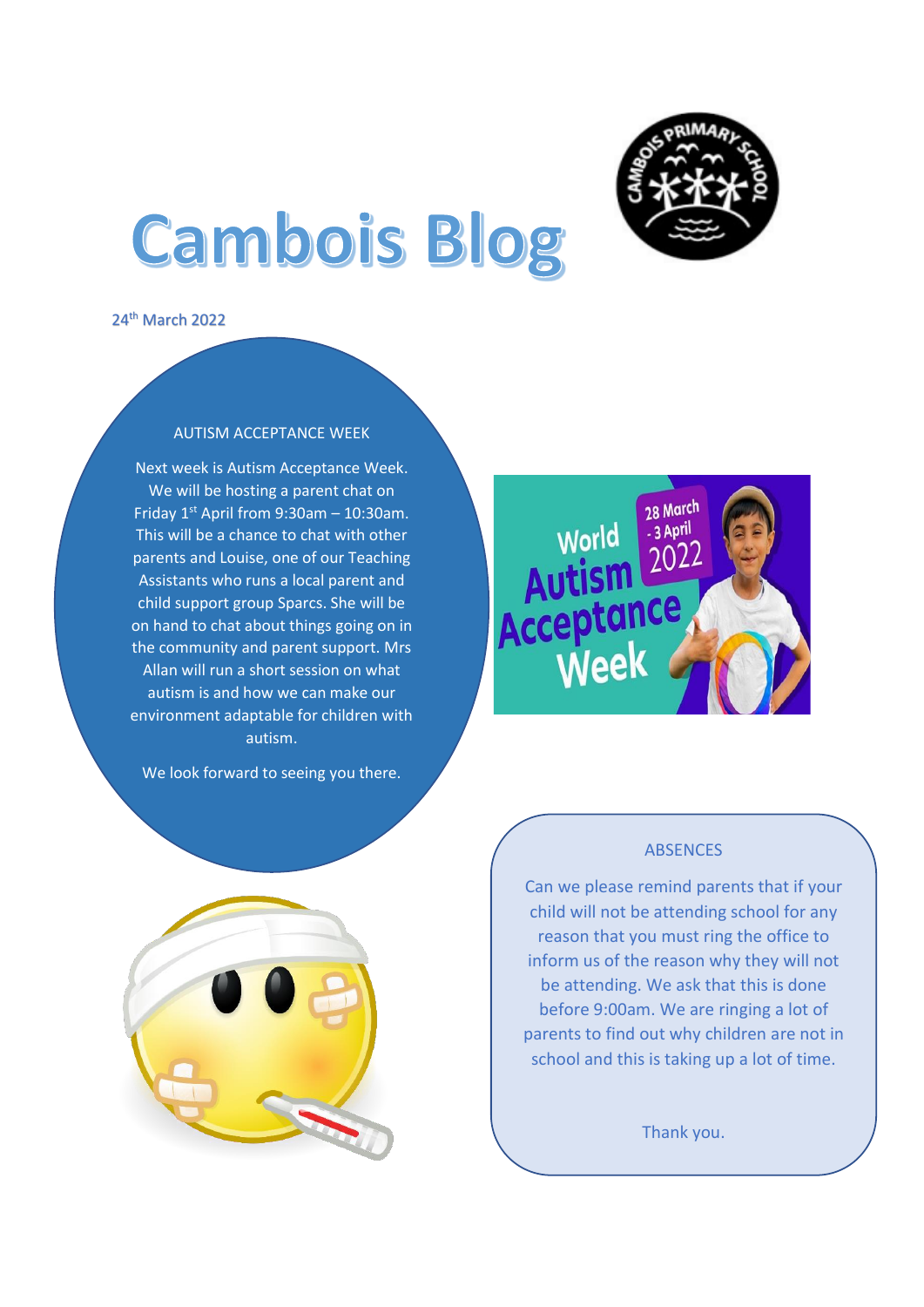# Cambois Blog

24th March 2022

## AUTISM ACCEPTANCE WEEK

Next week is Autism Acceptance Week. We will be hosting a parent chat on Friday 1st April from 9:30am – 10:30am. This will be a chance to chat with other parents and Louise, one of our Teaching Assistants who runs a local parent and child support group Sparcs. She will be on hand to chat about things going on in the community and parent support. Mrs Allan will run a short session on what autism is and how we can make our environment adaptable for children with autism.

We look forward to seeing you there.

## ABSENCES

Can we please remind parents that if your child will not be attending school for any reason that you must ring the office to inform us of the reason why they will not be attending. We ask that this is done before 9:00am. We are ringing a lot of parents to find out why children are not in school and this is taking up a lot of time.

Thank you.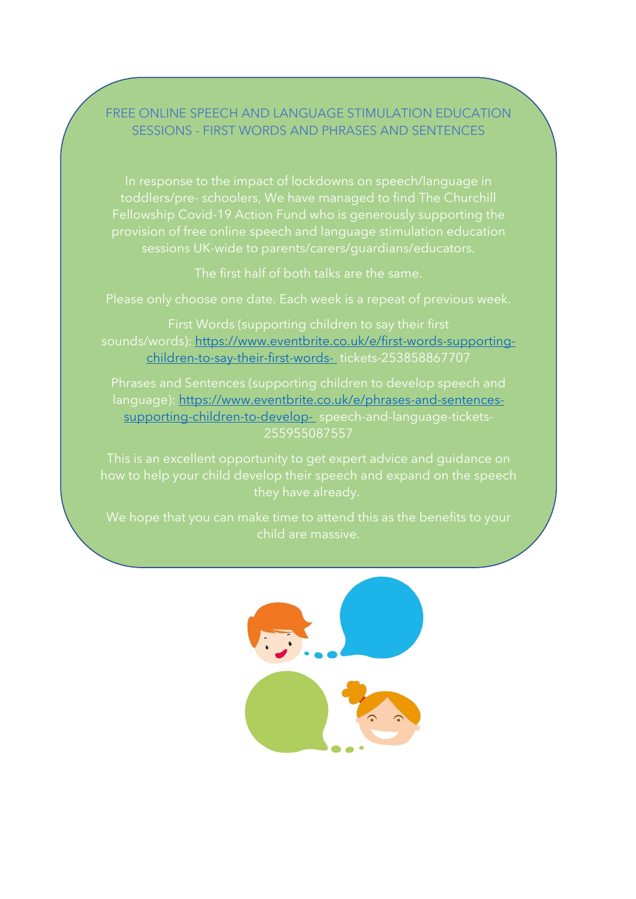# FREE ONLINE SPEECH AND LANGUAGE STIMULATION EDUCATION SESSIONS - FIRST WORDS AND PHRASES AND SENTENCES

In response to the impact of lockdowns on speech/language in toddlers/pre- schoolers, We have managed to find The Churchill Fellowship Covid-19 Action Fund who is generously supporting the provision of free online speech and language stimulation education sessions UK-wide to parents/carers/guardians/educators.

The first half of both talks are the same.

Please only choose one date. Each week is a repeat of previous week.

First Words (supporting children to say their first sounds/words): https://www.eventbrite.co.uk/e/first-words-supporting-children-to-say-their-first-words- tickets-253858867707

Phrases and Sentences (supporting children to develop speech and language): https://www.eventbrite.co.uk/e/phrases-and-sentences-supporting-children-to-develop- speech-and-language-tickets-255955087557

This is an excellent opportunity to get expert advice and guidance on how to help your child develop their speech and expand on the speech they have already.

We hope that you can make time to attend this as the benefits to your child are massive.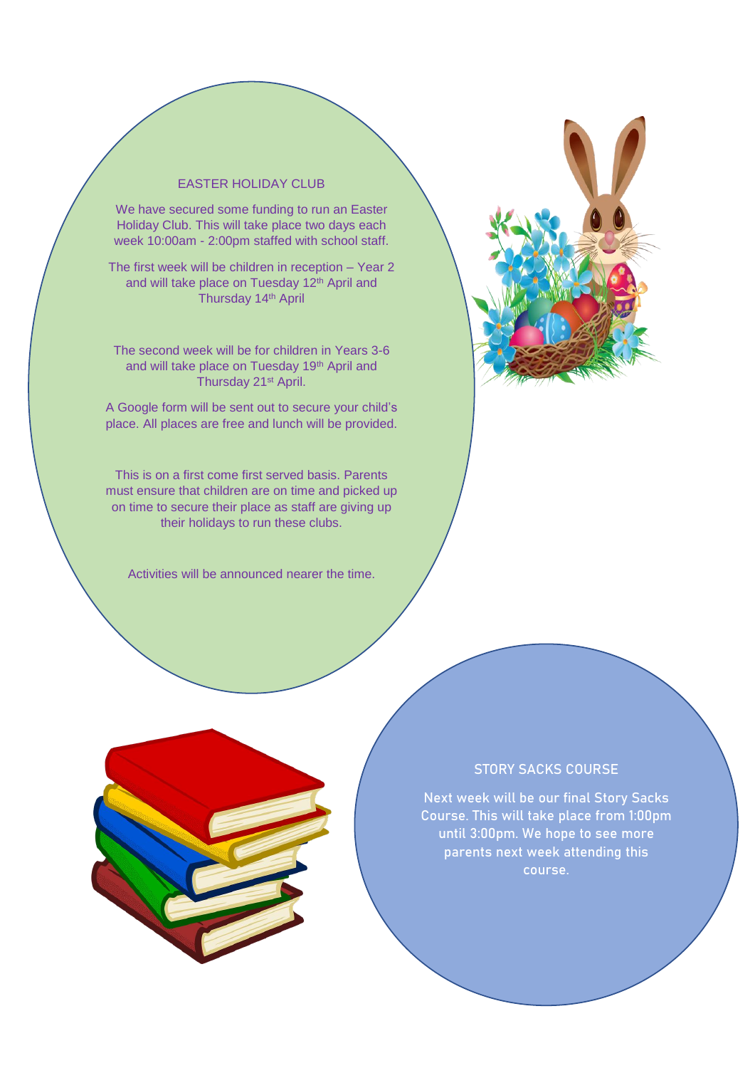## EASTER HOLIDAY CLUB

We have secured some funding to run an Easter Holiday Club. This will take place two days each week 10:00am - 2:00pm staffed with school staff.

The first week will be children in reception – Year 2 and will take place on Tuesday 12th April and Thursday 14th April

The second week will be for children in Years 3-6 and will take place on Tuesday 19th April and Thursday 21st April.

A Google form will be sent out to secure your child's place. All places are free and lunch will be provided.

This is on a first come first served basis. Parents must ensure that children are on time and picked up on time to secure their place as staff are giving up their holidays to run these clubs.

Activities will be announced nearer the time.

## STORY SACKS COURSE

Next week will be our final Story Sacks Course. This will take place from 1:00pm until 3:00pm. We hope to see more parents next week attending this course.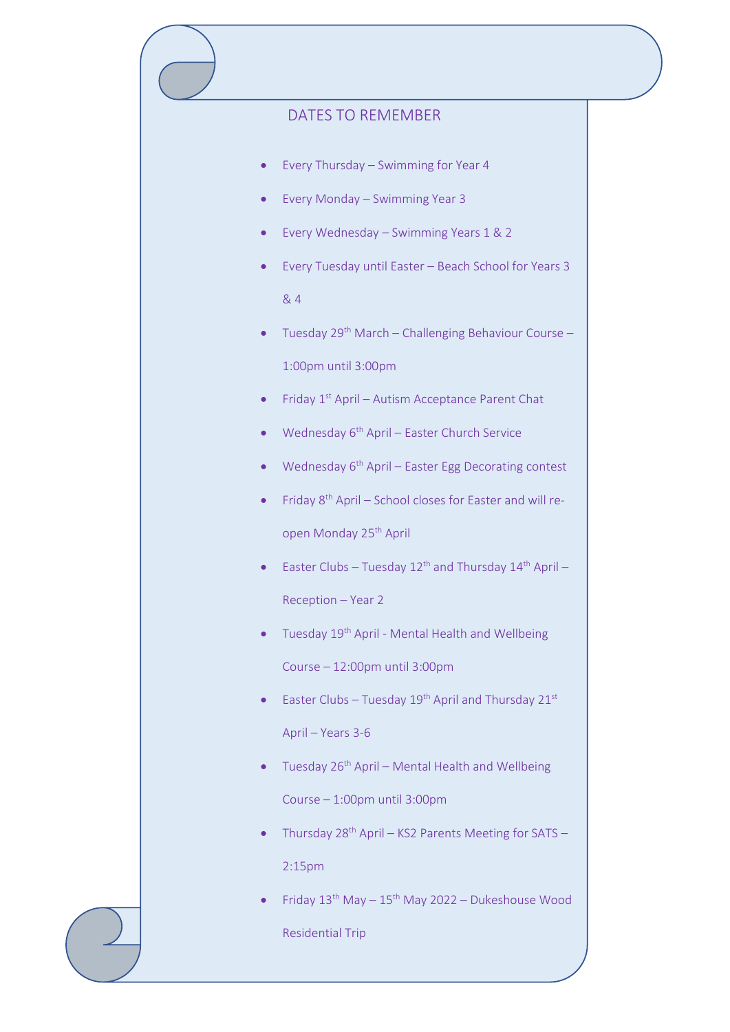## DATES TO REMEMBER

- Every Thursday – Swimming for Year 4
- Every Monday – Swimming Year 3
- Every Wednesday – Swimming Years 1 & 2
- Every Tuesday until Easter – Beach School for Years 3 & 4
- Tuesday 29th March – Challenging Behaviour Course – 1:00pm until 3:00pm
- Friday 1st April – Autism Acceptance Parent Chat
- Wednesday 6th April – Easter Church Service
- Wednesday 6th April – Easter Egg Decorating contest
- Friday 8th April – School closes for Easter and will re-open Monday 25th April
- Easter Clubs – Tuesday 12th and Thursday 14th April – Reception – Year 2
- Tuesday 19th April - Mental Health and Wellbeing Course – 12:00pm until 3:00pm
- Easter Clubs – Tuesday 19th April and Thursday 21st April – Years 3-6
- Tuesday 26th April – Mental Health and Wellbeing Course – 1:00pm until 3:00pm
- Thursday 28th April – KS2 Parents Meeting for SATS – 2:15pm
- Friday 13th May – 15th May 2022 – Dukeshouse Wood Residential Trip